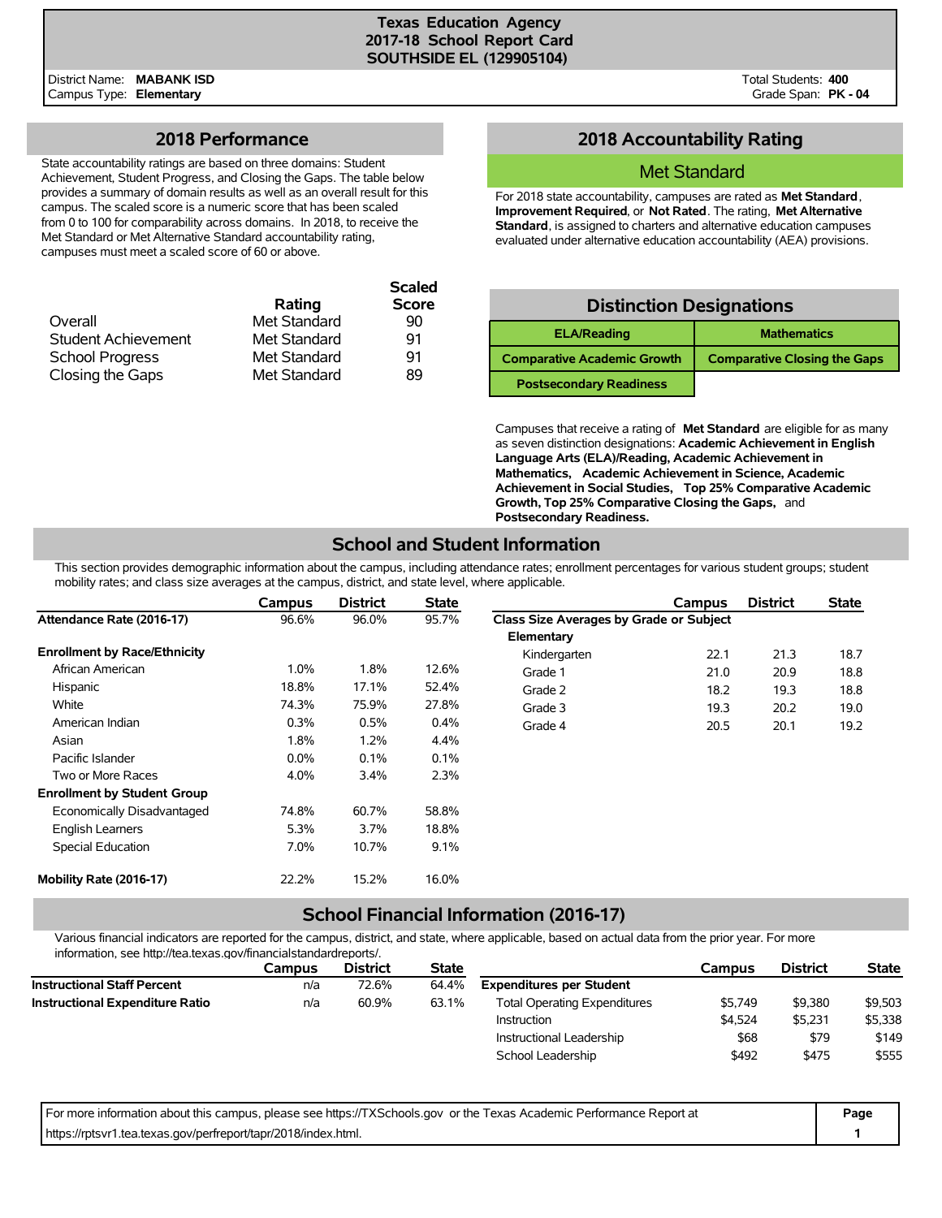# Texas Education Agency
## 2017-18 School Report Card
## SOUTHSIDE EL (129905104)

District Name: **MABANK ISD**
Campus Type: **Elementary**

Total Students: **400**
Grade Span: **PK - 04**

## 2018 Performance

State accountability ratings are based on three domains: Student Achievement, Student Progress, and Closing the Gaps. The table below provides a summary of domain results as well as an overall result for this campus. The scaled score is a numeric score that has been scaled from 0 to 100 for comparability across domains. In 2018, to receive the Met Standard or Met Alternative Standard accountability rating, campuses must meet a scaled score of 60 or above.

| | Rating | Scaled Score |
|---|---|---|
| Overall | Met Standard | 90 |
| Student Achievement | Met Standard | 91 |
| School Progress | Met Standard | 91 |
| Closing the Gaps | Met Standard | 89 |

## 2018 Accountability Rating

**Met Standard**

For 2018 state accountability, campuses are rated as **Met Standard**, **Improvement Required**, or **Not Rated**. The rating, **Met Alternative Standard**, is assigned to charters and alternative education campuses evaluated under alternative education accountability (AEA) provisions.

## Distinction Designations

| | |
|---|---|
| ELA/Reading | Mathematics |
| Comparative Academic Growth | Comparative Closing the Gaps |
| Postsecondary Readiness | |

Campuses that receive a rating of **Met Standard** are eligible for as many as seven distinction designations: **Academic Achievement in English Language Arts (ELA)/Reading, Academic Achievement in Mathematics, Academic Achievement in Science, Academic Achievement in Social Studies, Top 25% Comparative Academic Growth, Top 25% Comparative Closing the Gaps,** and **Postsecondary Readiness.**

## School and Student Information

This section provides demographic information about the campus, including attendance rates; enrollment percentages for various student groups; student mobility rates; and class size averages at the campus, district, and state level, where applicable.

| | Campus | District | State |
|---|---|---|---|
| **Attendance Rate (2016-17)** | 96.6% | 96.0% | 95.7% |
| **Enrollment by Race/Ethnicity** | | | |
| African American | 1.0% | 1.8% | 12.6% |
| Hispanic | 18.8% | 17.1% | 52.4% |
| White | 74.3% | 75.9% | 27.8% |
| American Indian | 0.3% | 0.5% | 0.4% |
| Asian | 1.8% | 1.2% | 4.4% |
| Pacific Islander | 0.0% | 0.1% | 0.1% |
| Two or More Races | 4.0% | 3.4% | 2.3% |
| **Enrollment by Student Group** | | | |
| Economically Disadvantaged | 74.8% | 60.7% | 58.8% |
| English Learners | 5.3% | 3.7% | 18.8% |
| Special Education | 7.0% | 10.7% | 9.1% |
| **Mobility Rate (2016-17)** | 22.2% | 15.2% | 16.0% |

| | Campus | District | State |
|---|---|---|---|
| **Class Size Averages by Grade or Subject** | | | |
| **Elementary** | | | |
| Kindergarten | 22.1 | 21.3 | 18.7 |
| Grade 1 | 21.0 | 20.9 | 18.8 |
| Grade 2 | 18.2 | 19.3 | 18.8 |
| Grade 3 | 19.3 | 20.2 | 19.0 |
| Grade 4 | 20.5 | 20.1 | 19.2 |

## School Financial Information (2016-17)

Various financial indicators are reported for the campus, district, and state, where applicable, based on actual data from the prior year. For more information, see http://tea.texas.gov/financialstandardreports/.

| | Campus | District | State |
|---|---|---|---|
| **Instructional Staff Percent** | n/a | 72.6% | 64.4% |
| **Instructional Expenditure Ratio** | n/a | 60.9% | 63.1% |

| | Campus | District | State |
|---|---|---|---|
| **Expenditures per Student** | | | |
| Total Operating Expenditures | $5,749 | $9,380 | $9,503 |
| Instruction | $4,524 | $5,231 | $5,338 |
| Instructional Leadership | $68 | $79 | $149 |
| School Leadership | $492 | $475 | $555 |

For more information about this campus, please see https://TXSchools.gov or the Texas Academic Performance Report at https://rptsvr1.tea.texas.gov/perfreport/tapr/2018/index.html.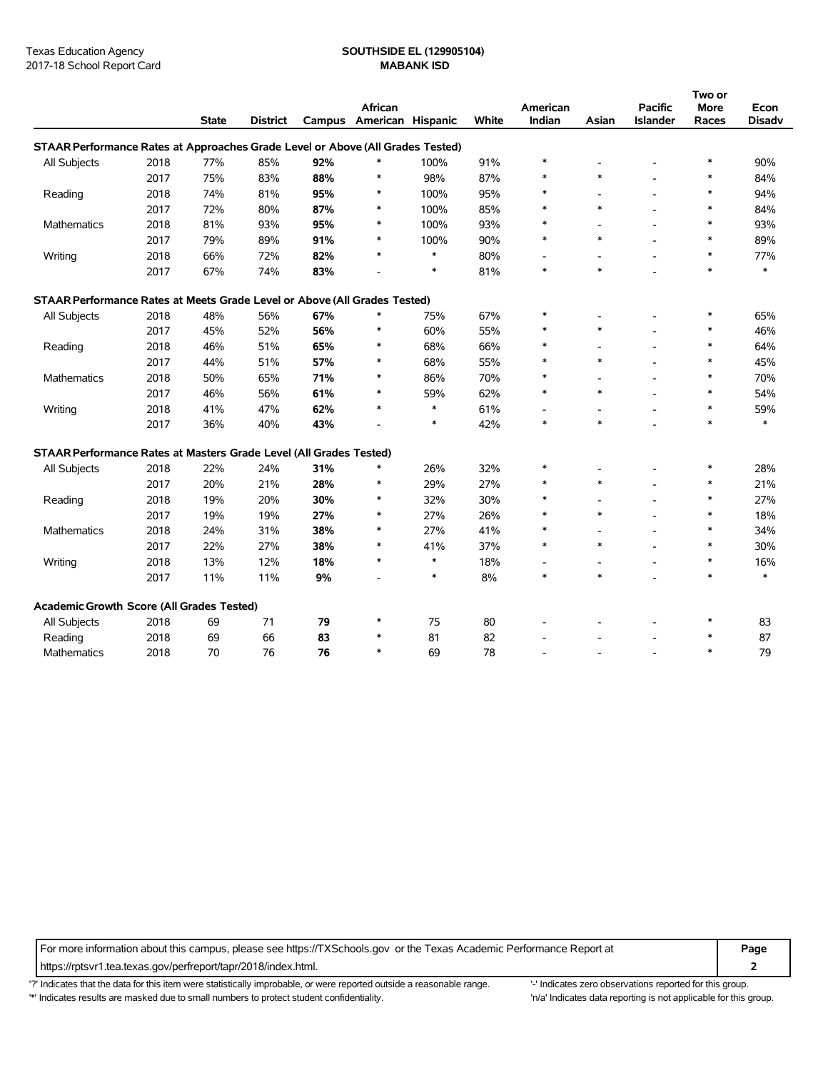Texas Education Agency
2017-18 School Report Card

**SOUTHSIDE EL (129905104)**
**MABANK ISD**

| | | State | District | Campus | African American | Hispanic | White | American Indian | Asian | Pacific Islander | Two or More Races | Econ Disadv |
|---|---|---|---|---|---|---|---|---|---|---|---|---|
| **STAAR Performance Rates at Approaches Grade Level or Above (All Grades Tested)** | | | | | | | | | | | | |
| All Subjects | 2018 | 77% | 85% | **92%** | * | 100% | 91% | * | - | - | * | 90% |
| | 2017 | 75% | 83% | **88%** | * | 98% | 87% | * | * | - | * | 84% |
| Reading | 2018 | 74% | 81% | **95%** | * | 100% | 95% | * | - | - | * | 94% |
| | 2017 | 72% | 80% | **87%** | * | 100% | 85% | * | * | - | * | 84% |
| Mathematics | 2018 | 81% | 93% | **95%** | * | 100% | 93% | * | - | - | * | 93% |
| | 2017 | 79% | 89% | **91%** | * | 100% | 90% | * | * | - | * | 89% |
| Writing | 2018 | 66% | 72% | **82%** | * | * | 80% | - | - | - | * | 77% |
| | 2017 | 67% | 74% | **83%** | - | * | 81% | * | * | - | * | * |
| **STAAR Performance Rates at Meets Grade Level or Above (All Grades Tested)** | | | | | | | | | | | | |
| All Subjects | 2018 | 48% | 56% | **67%** | * | 75% | 67% | * | - | - | * | 65% |
| | 2017 | 45% | 52% | **56%** | * | 60% | 55% | * | * | - | * | 46% |
| Reading | 2018 | 46% | 51% | **65%** | * | 68% | 66% | * | - | - | * | 64% |
| | 2017 | 44% | 51% | **57%** | * | 68% | 55% | * | * | - | * | 45% |
| Mathematics | 2018 | 50% | 65% | **71%** | * | 86% | 70% | * | - | - | * | 70% |
| | 2017 | 46% | 56% | **61%** | * | 59% | 62% | * | * | - | * | 54% |
| Writing | 2018 | 41% | 47% | **62%** | * | * | 61% | - | - | - | * | 59% |
| | 2017 | 36% | 40% | **43%** | - | * | 42% | * | * | - | * | * |
| **STAAR Performance Rates at Masters Grade Level (All Grades Tested)** | | | | | | | | | | | | |
| All Subjects | 2018 | 22% | 24% | **31%** | * | 26% | 32% | * | - | - | * | 28% |
| | 2017 | 20% | 21% | **28%** | * | 29% | 27% | * | * | - | * | 21% |
| Reading | 2018 | 19% | 20% | **30%** | * | 32% | 30% | * | - | - | * | 27% |
| | 2017 | 19% | 19% | **27%** | * | 27% | 26% | * | * | - | * | 18% |
| Mathematics | 2018 | 24% | 31% | **38%** | * | 27% | 41% | * | - | - | * | 34% |
| | 2017 | 22% | 27% | **38%** | * | 41% | 37% | * | * | - | * | 30% |
| Writing | 2018 | 13% | 12% | **18%** | * | * | 18% | - | - | - | * | 16% |
| | 2017 | 11% | 11% | **9%** | - | * | 8% | * | * | - | * | * |
| **Academic Growth Score (All Grades Tested)** | | | | | | | | | | | | |
| All Subjects | 2018 | 69 | 71 | **79** | * | 75 | 80 | - | - | - | * | 83 |
| Reading | 2018 | 69 | 66 | **83** | * | 81 | 82 | - | - | - | * | 87 |
| Mathematics | 2018 | 70 | 76 | **76** | * | 69 | 78 | - | - | - | * | 79 |

For more information about this campus, please see https://TXSchools.gov or the Texas Academic Performance Report at https://rptsvr1.tea.texas.gov/perfreport/tapr/2018/index.html.

'?' Indicates that the data for this item were statistically improbable, or were reported outside a reasonable range.
'-' Indicates zero observations reported for this group.
'*' Indicates results are masked due to small numbers to protect student confidentiality.
'n/a' Indicates data reporting is not applicable for this group.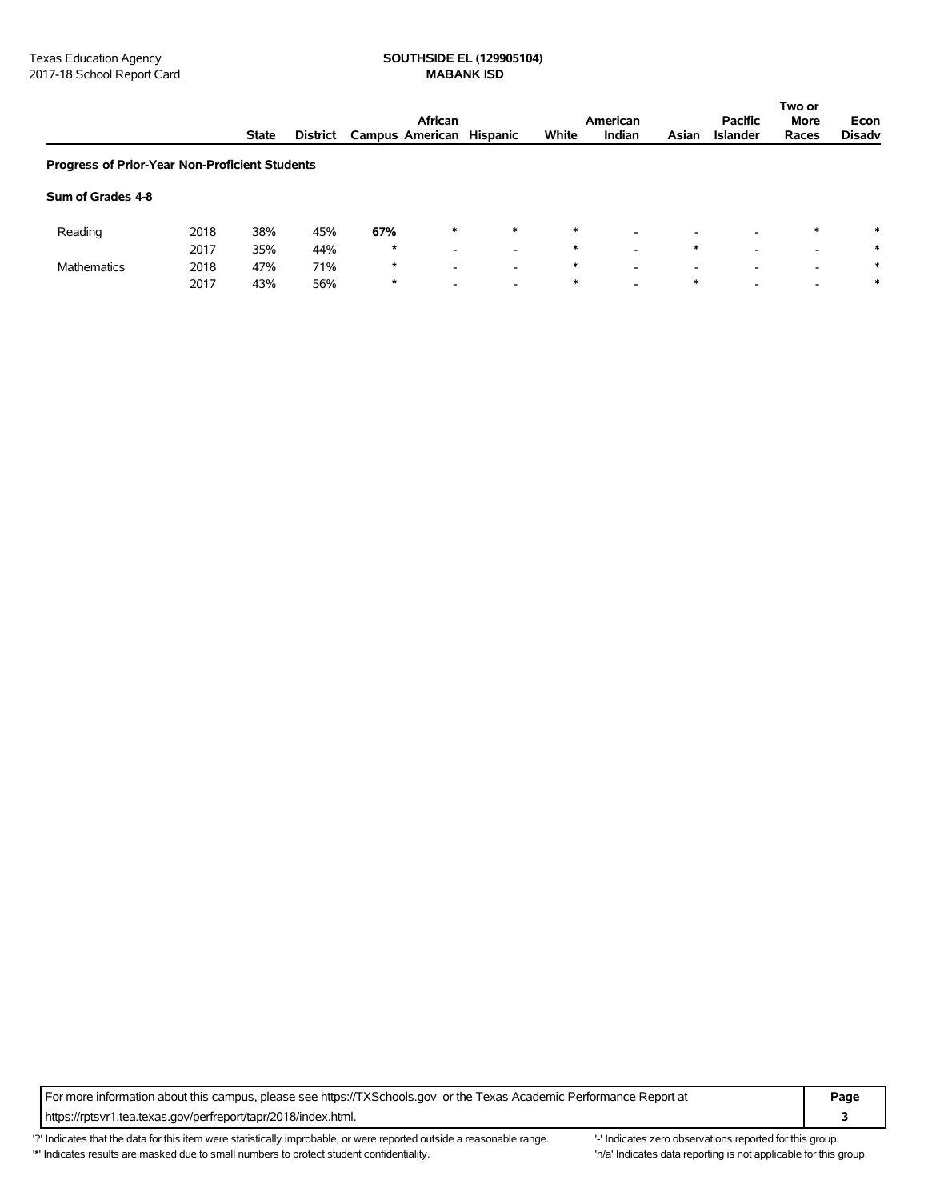Texas Education Agency
2017-18 School Report Card

**SOUTHSIDE EL (129905104)**
**MABANK ISD**

| | | State | District | Campus | African American | Hispanic | White | American Indian | Asian | Pacific Islander | Two or More Races | Econ Disadv |
|---|---|---|---|---|---|---|---|---|---|---|---|---|
| **Progress of Prior-Year Non-Proficient Students** | | | | | | | | | | | | |
| **Sum of Grades 4-8** | | | | | | | | | | | | |
| Reading | 2018 | 38% | 45% | **67%** | * | * | * | - | - | - | * | * |
| | 2017 | 35% | 44% | * | - | - | * | - | * | - | - | * |
| Mathematics | 2018 | 47% | 71% | * | - | - | * | - | - | - | - | * |
| | 2017 | 43% | 56% | * | - | - | * | - | * | - | - | * |

For more information about this campus, please see https://TXSchools.gov or the Texas Academic Performance Report at https://rptsvr1.tea.texas.gov/perfreport/tapr/2018/index.html.

'?' Indicates that the data for this item were statistically improbable, or were reported outside a reasonable range.
'*' Indicates results are masked due to small numbers to protect student confidentiality.
'-' Indicates zero observations reported for this group.
'n/a' Indicates data reporting is not applicable for this group.